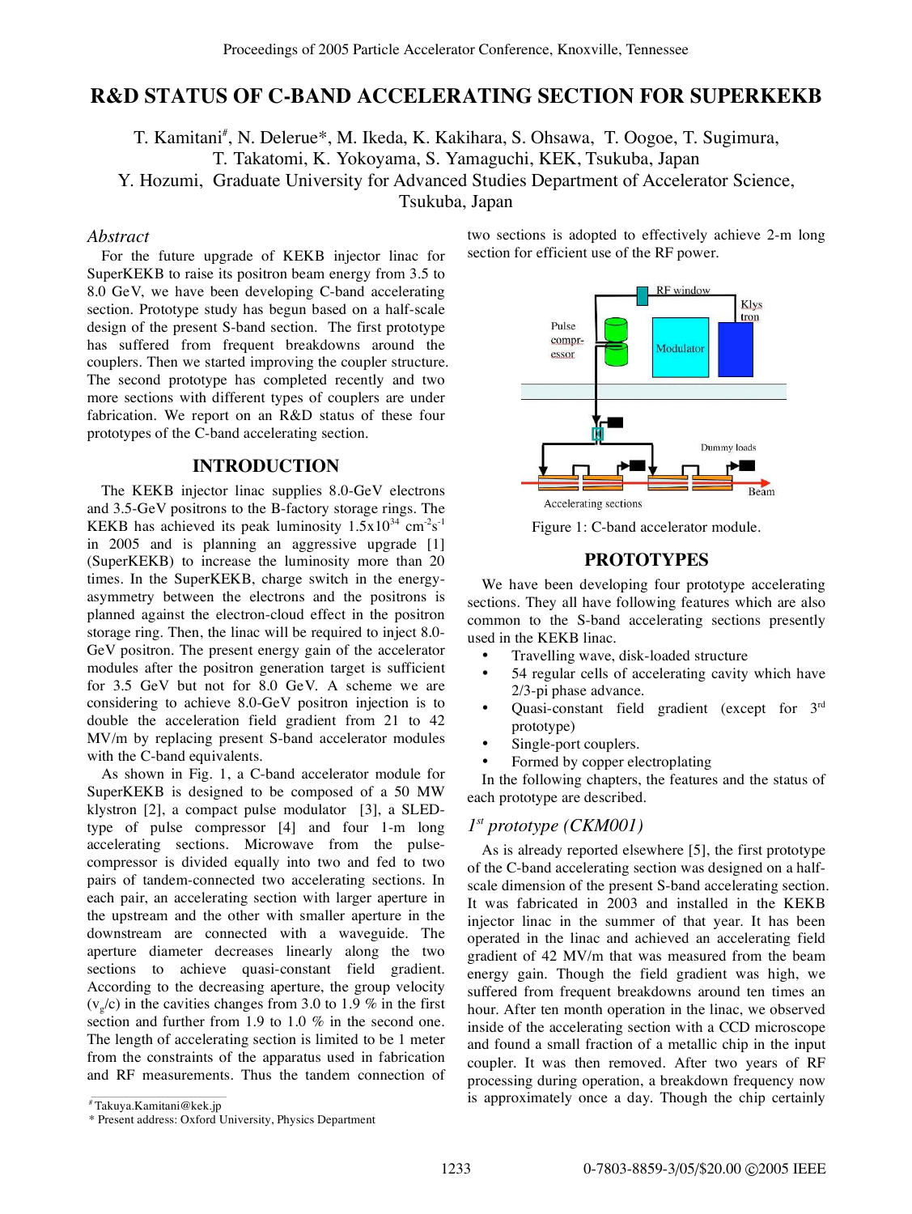# R&D STATUS OF C-BAND ACCELERATING SECTION FOR SUPERKEKB

T. Kamitani[#], N. Delerue*, M. Ikeda, K. Kakihara, S. Ohsawa, T. Oogoe, T. Sugimura, T. Takatomi, K. Yokoyama, S. Yamaguchi, KEK, Tsukuba, Japan

Y. Hozumi, Graduate University for Advanced Studies Department of Accelerator Science, Tsukuba, Japan

## *Abstract*

For the future upgrade of KEKB injector linac for SuperKEKB to raise its positron beam energy from 3.5 to 8.0 GeV, we have been developing C-band accelerating section. Prototype study has begun based on a half-scale design of the present S-band section. The first prototype has suffered from frequent breakdowns around the couplers. Then we started improving the coupler structure. The second prototype has completed recently and two more sections with different types of couplers are under fabrication. We report on an R&D status of these four prototypes of the C-band accelerating section.

## INTRODUCTION

The KEKB injector linac supplies 8.0-GeV electrons and 3.5-GeV positrons to the B-factory storage rings. The KEKB has achieved its peak luminosity $1.5 \times 10^{34}$ $cm^{-2}s^{-1}$ in 2005 and is planning an aggressive upgrade [1] (SuperKEKB) to increase the luminosity more than 20 times. In the SuperKEKB, charge switch in the energy-asymmetry between the electrons and the positrons is planned against the electron-cloud effect in the positron storage ring. Then, the linac will be required to inject 8.0-GeV positron. The present energy gain of the accelerator modules after the positron generation target is sufficient for 3.5 GeV but not for 8.0 GeV. A scheme we are considering to achieve 8.0-GeV positron injection is to double the acceleration field gradient from 21 to 42 MV/m by replacing present S-band accelerator modules with the C-band equivalents.

As shown in Fig. 1, a C-band accelerator module for SuperKEKB is designed to be composed of a 50 MW klystron [2], a compact pulse modulator [3], a SLED-type of pulse compressor [4] and four 1-m long accelerating sections. Microwave from the pulse-compressor is divided equally into two and fed to two pairs of tandem-connected two accelerating sections. In each pair, an accelerating section with larger aperture in the upstream and the other with smaller aperture in the downstream are connected with a waveguide. The aperture diameter decreases linearly along the two sections to achieve quasi-constant field gradient. According to the decreasing aperture, the group velocity ($v_g/c$) in the cavities changes from 3.0 to 1.9 % in the first section and further from 1.9 to 1.0 % in the second one. The length of accelerating section is limited to be 1 meter from the constraints of the apparatus used in fabrication and RF measurements. Thus the tandem connection of two sections is adopted to effectively achieve 2-m long section for efficient use of the RF power.

Figure 1: C-band accelerator module.

## PROTOTYPES

We have been developing four prototype accelerating sections. They all have following features which are also common to the S-band accelerating sections presently used in the KEKB linac.

- Travelling wave, disk-loaded structure
- 54 regular cells of accelerating cavity which have 2/3-pi phase advance.
- Quasi-constant field gradient (except for 3rd prototype)
- Single-port couplers.
- Formed by copper electroplating

In the following chapters, the features and the status of each prototype are described.

### *1st prototype (CKM001)*

As is already reported elsewhere [5], the first prototype of the C-band accelerating section was designed on a half-scale dimension of the present S-band accelerating section. It was fabricated in 2003 and installed in the KEKB injector linac in the summer of that year. It has been operated in the linac and achieved an accelerating field gradient of 42 MV/m that was measured from the beam energy gain. Though the field gradient was high, we suffered from frequent breakdowns around ten times an hour. After ten month operation in the linac, we observed inside of the accelerating section with a CCD microscope and found a small fraction of a metallic chip in the input coupler. It was then removed. After two years of RF processing during operation, a breakdown frequency now is approximately once a day. Though the chip certainly

[#] Takuya.Kamitani@kek.jp

* Present address: Oxford University, Physics Department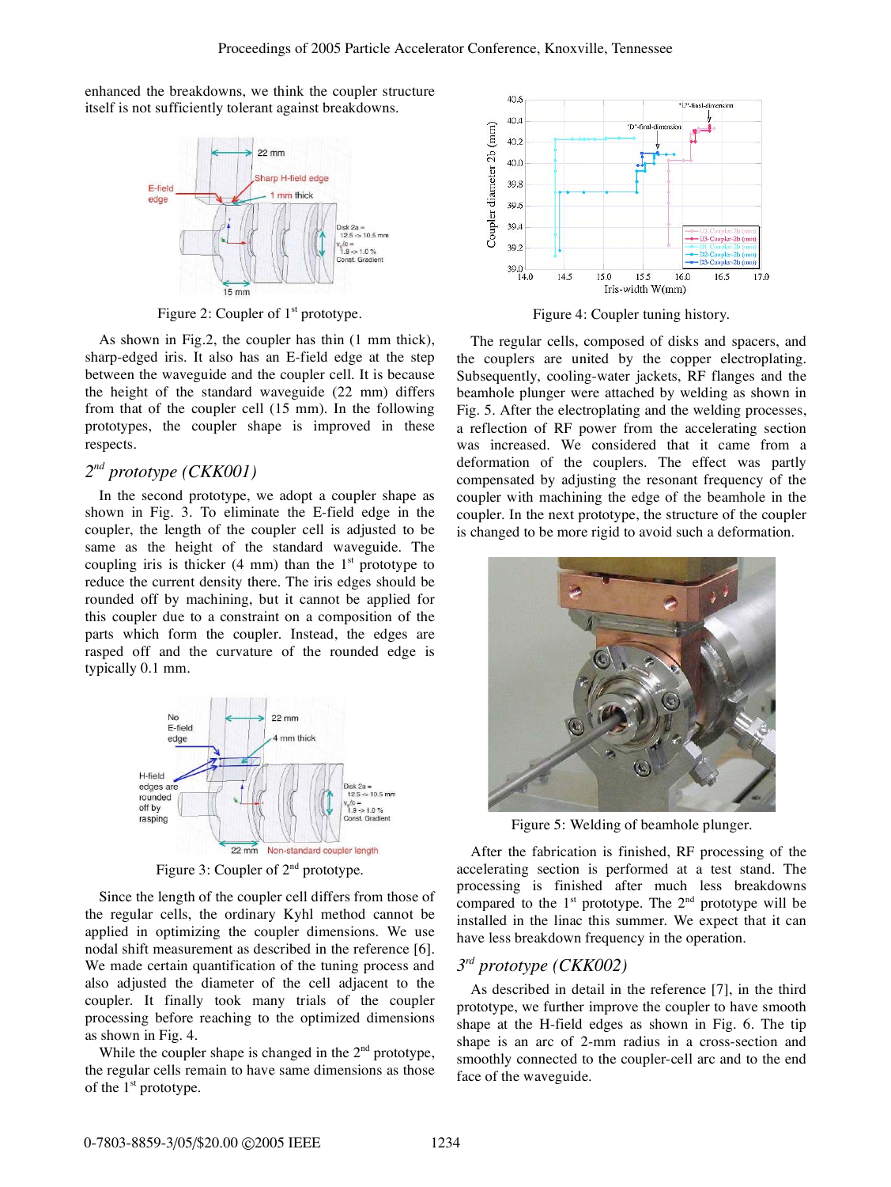enhanced the breakdowns, we think the coupler structure itself is not sufficiently tolerant against breakdowns.

Figure 2: Coupler of 1st prototype.

As shown in Fig.2, the coupler has thin (1 mm thick), sharp-edged iris. It also has an E-field edge at the step between the waveguide and the coupler cell. It is because the height of the standard waveguide (22 mm) differs from that of the coupler cell (15 mm). In the following prototypes, the coupler shape is improved in these respects.

### 2nd prototype (CKK001)

In the second prototype, we adopt a coupler shape as shown in Fig. 3. To eliminate the E-field edge in the coupler, the length of the coupler cell is adjusted to be same as the height of the standard waveguide. The coupling iris is thicker (4 mm) than the 1st prototype to reduce the current density there. The iris edges should be rounded off by machining, but it cannot be applied for this coupler due to a constraint on a composition of the parts which form the coupler. Instead, the edges are rasped off and the curvature of the rounded edge is typically 0.1 mm.

Figure 3: Coupler of 2nd prototype.

Since the length of the coupler cell differs from those of the regular cells, the ordinary Kyhl method cannot be applied in optimizing the coupler dimensions. We use nodal shift measurement as described in the reference [6]. We made certain quantification of the tuning process and also adjusted the diameter of the cell adjacent to the coupler. It finally took many trials of the coupler processing before reaching to the optimized dimensions as shown in Fig. 4.

While the coupler shape is changed in the 2nd prototype, the regular cells remain to have same dimensions as those of the 1st prototype.

Figure 4: Coupler tuning history.

The regular cells, composed of disks and spacers, and the couplers are united by the copper electroplating. Subsequently, cooling-water jackets, RF flanges and the beamhole plunger were attached by welding as shown in Fig. 5. After the electroplating and the welding processes, a reflection of RF power from the accelerating section was increased. We considered that it came from a deformation of the couplers. The effect was partly compensated by adjusting the resonant frequency of the coupler with machining the edge of the beamhole in the coupler. In the next prototype, the structure of the coupler is changed to be more rigid to avoid such a deformation.

Figure 5: Welding of beamhole plunger.

After the fabrication is finished, RF processing of the accelerating section is performed at a test stand. The processing is finished after much less breakdowns compared to the 1st prototype. The 2nd prototype will be installed in the linac this summer. We expect that it can have less breakdown frequency in the operation.

### 3rd prototype (CKK002)

As described in detail in the reference [7], in the third prototype, we further improve the coupler to have smooth shape at the H-field edges as shown in Fig. 6. The tip shape is an arc of 2-mm radius in a cross-section and smoothly connected to the coupler-cell arc and to the end face of the waveguide.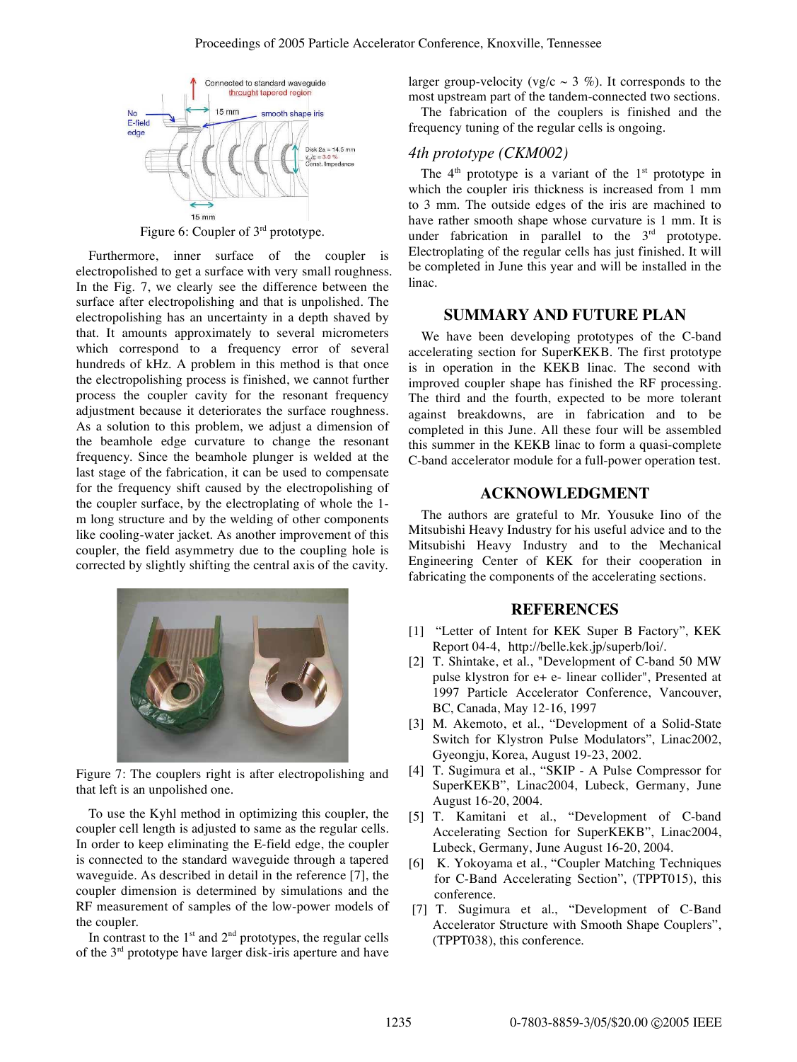Connected to standard waveguide

throught tapered region

No E-field edge

15 mm

smooth shape iris

Disk 2a = 14.5 mm

$v_g/c$ = 3.0 %

Const. Impedance

15 mm

Figure 6: Coupler of 3rd prototype.

Furthermore, inner surface of the coupler is electropolished to get a surface with very small roughness. In the Fig. 7, we clearly see the difference between the surface after electropolishing and that is unpolished. The electropolishing has an uncertainty in a depth shaved by that. It amounts approximately to several micrometers which correspond to a frequency error of several hundreds of kHz. A problem in this method is that once the electropolishing process is finished, we cannot further process the coupler cavity for the resonant frequency adjustment because it deteriorates the surface roughness. As a solution to this problem, we adjust a dimension of the beamhole edge curvature to change the resonant frequency. Since the beamhole plunger is welded at the last stage of the fabrication, it can be used to compensate for the frequency shift caused by the electropolishing of the coupler surface, by the electroplating of whole the 1-m long structure and by the welding of other components like cooling-water jacket. As another improvement of this coupler, the field asymmetry due to the coupling hole is corrected by slightly shifting the central axis of the cavity.

Figure 7: The couplers right is after electropolishing and that left is an unpolished one.

To use the Kyhl method in optimizing this coupler, the coupler cell length is adjusted to same as the regular cells. In order to keep eliminating the E-field edge, the coupler is connected to the standard waveguide through a tapered waveguide. As described in detail in the reference [7], the coupler dimension is determined by simulations and the RF measurement of samples of the low-power models of the coupler.

In contrast to the 1st and 2nd prototypes, the regular cells of the 3rd prototype have larger disk-iris aperture and have larger group-velocity (vg/c ~ 3 %). It corresponds to the most upstream part of the tandem-connected two sections.

The fabrication of the couplers is finished and the frequency tuning of the regular cells is ongoing.

### *4th prototype (CKM002)*

The 4th prototype is a variant of the 1st prototype in which the coupler iris thickness is increased from 1 mm to 3 mm. The outside edges of the iris are machined to have rather smooth shape whose curvature is 1 mm. It is under fabrication in parallel to the 3rd prototype. Electroplating of the regular cells has just finished. It will be completed in June this year and will be installed in the linac.

## SUMMARY AND FUTURE PLAN

We have been developing prototypes of the C-band accelerating section for SuperKEKB. The first prototype is in operation in the KEKB linac. The second with improved coupler shape has finished the RF processing. The third and the fourth, expected to be more tolerant against breakdowns, are in fabrication and to be completed in this June. All these four will be assembled this summer in the KEKB linac to form a quasi-complete C-band accelerator module for a full-power operation test.

## ACKNOWLEDGMENT

The authors are grateful to Mr. Yousuke Iino of the Mitsubishi Heavy Industry for his useful advice and to the Mitsubishi Heavy Industry and to the Mechanical Engineering Center of KEK for their cooperation in fabricating the components of the accelerating sections.

## REFERENCES

[1] "Letter of Intent for KEK Super B Factory", KEK Report 04-4, http://belle.kek.jp/superb/loi/.

[2] T. Shintake, et al., "Development of C-band 50 MW pulse klystron for e+ e- linear collider", Presented at 1997 Particle Accelerator Conference, Vancouver, BC, Canada, May 12-16, 1997

[3] M. Akemoto, et al., "Development of a Solid-State Switch for Klystron Pulse Modulators", Linac2002, Gyeongju, Korea, August 19-23, 2002.

[4] T. Sugimura et al., "SKIP - A Pulse Compressor for SuperKEKB", Linac2004, Lubeck, Germany, June August 16-20, 2004.

[5] T. Kamitani et al., "Development of C-band Accelerating Section for SuperKEKB", Linac2004, Lubeck, Germany, June August 16-20, 2004.

[6] K. Yokoyama et al., "Coupler Matching Techniques for C-Band Accelerating Section", (TPPT015), this conference.

[7] T. Sugimura et al., "Development of C-Band Accelerator Structure with Smooth Shape Couplers", (TPPT038), this conference.